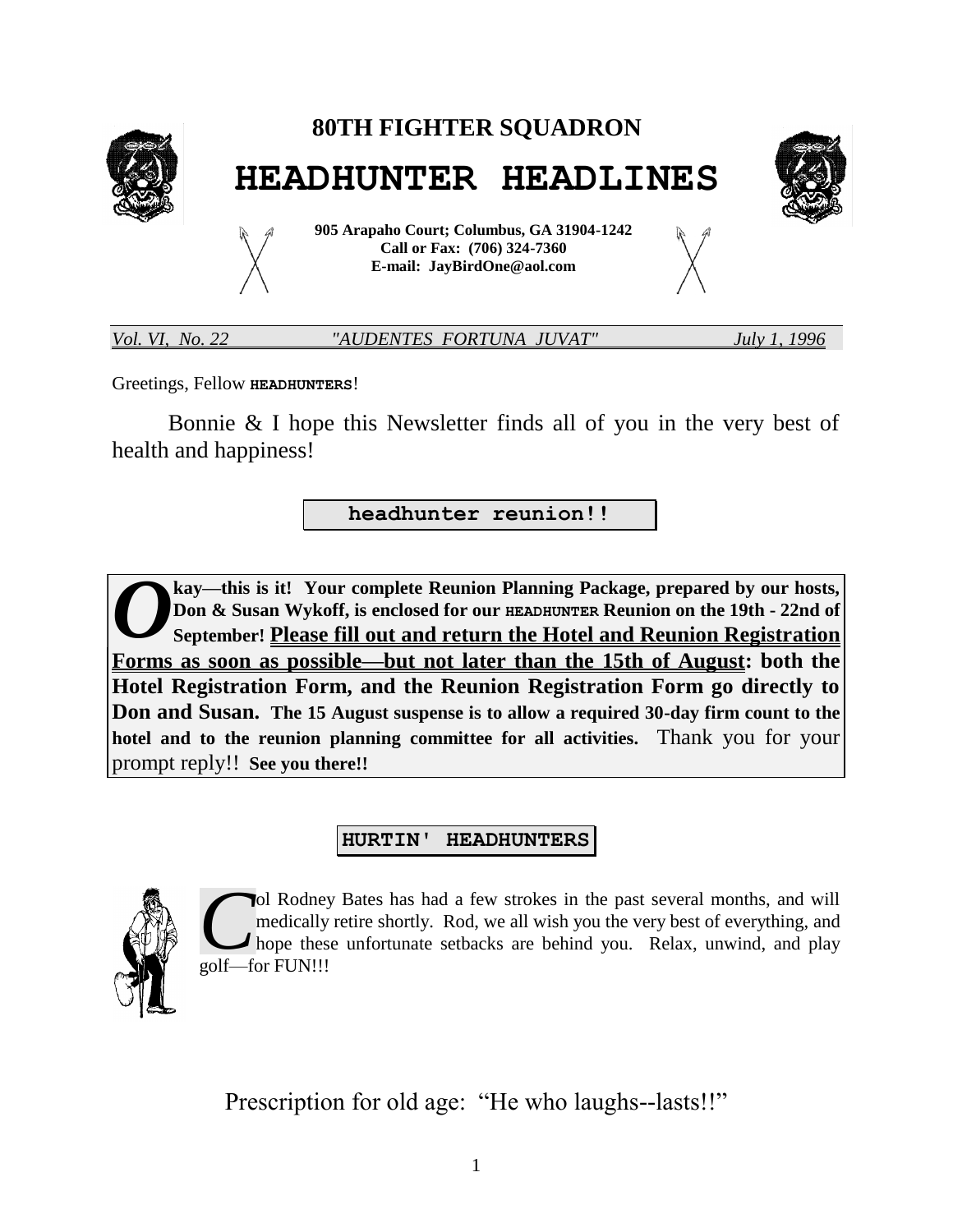# 80TH FIGHTER SQUADRON

# HEADHUNTER HEADLINES

**905 Arapaho Court; Columbus, GA 31904-1242**
**Call or Fax: (706) 324-7360**
**E-mail: JayBirdOne@aol.com**

*Vol. VI, No. 22* *"AUDENTES FORTUNA JUVAT"* *July 1, 1996*

Greetings, Fellow **HEADHUNTERS**!

Bonnie & I hope this Newsletter finds all of you in the very best of health and happiness!

## headhunter reunion!!

**Okay—this is it! Your complete Reunion Planning Package, prepared by our hosts, Don & Susan Wykoff, is enclosed for our HEADHUNTER Reunion on the 19th - 22nd of September! <u>Please fill out and return the Hotel and Reunion Registration Forms as soon as possible—but not later than the 15th of August</u>: both the Hotel Registration Form, and the Reunion Registration Form go directly to Don and Susan. The 15 August suspense is to allow a required 30-day firm count to the hotel and to the reunion planning committee for all activities.** Thank you for your prompt reply!! **See you there!!**

## HURTIN' HEADHUNTERS

Col Rodney Bates has had a few strokes in the past several months, and will medically retire shortly. Rod, we all wish you the very best of everything, and hope these unfortunate setbacks are behind you. Relax, unwind, and play golf—for FUN!!!

Prescription for old age: "He who laughs--lasts!!"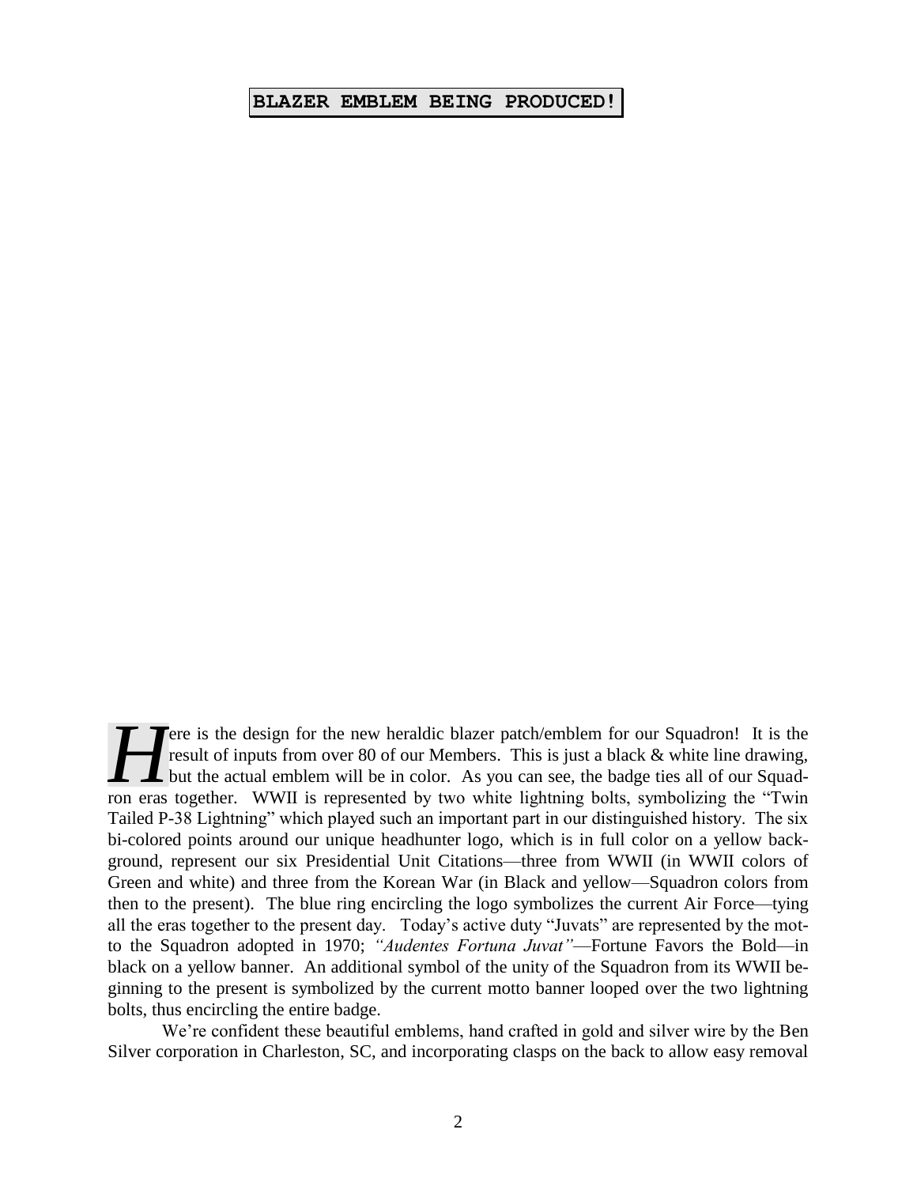**BLAZER EMBLEM BEING PRODUCED!**

Here is the design for the new heraldic blazer patch/emblem for our Squadron! It is the result of inputs from over 80 of our Members. This is just a black & white line drawing, but the actual emblem will be in color. As you can see, the badge ties all of our Squadron eras together. WWII is represented by two white lightning bolts, symbolizing the "Twin Tailed P-38 Lightning" which played such an important part in our distinguished history. The six bi-colored points around our unique headhunter logo, which is in full color on a yellow background, represent our six Presidential Unit Citations—three from WWII (in WWII colors of Green and white) and three from the Korean War (in Black and yellow—Squadron colors from then to the present). The blue ring encircling the logo symbolizes the current Air Force—tying all the eras together to the present day. Today's active duty "Juvats" are represented by the motto the Squadron adopted in 1970; *"Audentes Fortuna Juvat"*—Fortune Favors the Bold—in black on a yellow banner. An additional symbol of the unity of the Squadron from its WWII beginning to the present is symbolized by the current motto banner looped over the two lightning bolts, thus encircling the entire badge.

We're confident these beautiful emblems, hand crafted in gold and silver wire by the Ben Silver corporation in Charleston, SC, and incorporating clasps on the back to allow easy removal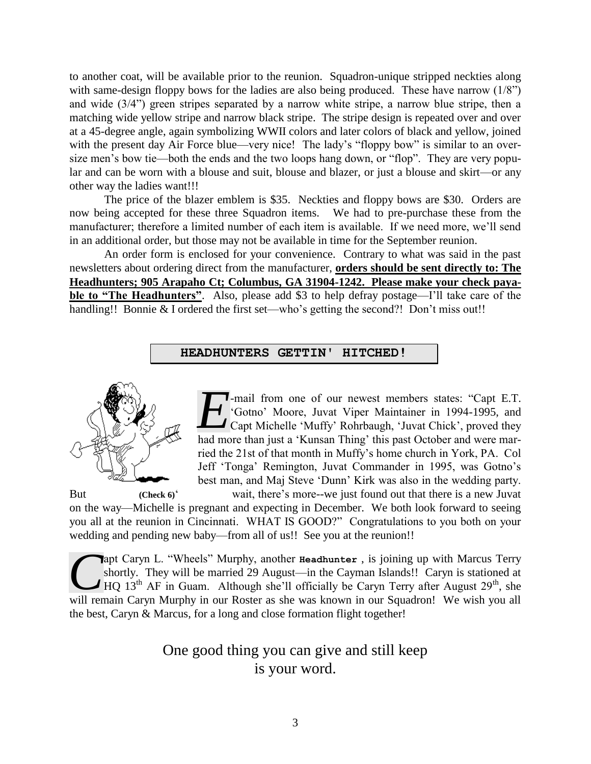to another coat, will be available prior to the reunion. Squadron-unique stripped neckties along with same-design floppy bows for the ladies are also being produced. These have narrow (1/8") and wide (3/4") green stripes separated by a narrow white stripe, a narrow blue stripe, then a matching wide yellow stripe and narrow black stripe. The stripe design is repeated over and over at a 45-degree angle, again symbolizing WWII colors and later colors of black and yellow, joined with the present day Air Force blue—very nice! The lady's "floppy bow" is similar to an over-size men's bow tie—both the ends and the two loops hang down, or "flop". They are very popular and can be worn with a blouse and suit, blouse and blazer, or just a blouse and skirt—or any other way the ladies want!!!

The price of the blazer emblem is $35. Neckties and floppy bows are $30. Orders are now being accepted for these three Squadron items. We had to pre-purchase these from the manufacturer; therefore a limited number of each item is available. If we need more, we'll send in an additional order, but those may not be available in time for the September reunion.

An order form is enclosed for your convenience. Contrary to what was said in the past newsletters about ordering direct from the manufacturer, **orders should be sent directly to: The Headhunters; 905 Arapaho Ct; Columbus, GA 31904-1242. Please make your check payable to "The Headhunters"**. Also, please add $3 to help defray postage—I'll take care of the handling!! Bonnie & I ordered the first set—who's getting the second?! Don't miss out!!

## HEADHUNTERS GETTIN' HITCHED!

E-mail from one of our newest members states: "Capt E.T. 'Gotno' Moore, Juvat Viper Maintainer in 1994-1995, and Capt Michelle 'Muffy' Rohrbaugh, 'Juvat Chick', proved they had more than just a 'Kunsan Thing' this past October and were married the 21st of that month in Muffy's home church in York, PA. Col Jeff 'Tonga' Remington, Juvat Commander in 1995, was Gotno's best man, and Maj Steve 'Dunn' Kirk was also in the wedding party. But **(Check 6)** wait, there's more--we just found out that there is a new Juvat on the way—Michelle is pregnant and expecting in December. We both look forward to seeing you all at the reunion in Cincinnati. WHAT IS GOOD?" Congratulations to you both on your wedding and pending new baby—from all of us!! See you at the reunion!!

Capt Caryn L. "Wheels" Murphy, another **Headhunter**, is joining up with Marcus Terry shortly. They will be married 29 August—in the Cayman Islands!! Caryn is stationed at HQ 13th AF in Guam. Although she'll officially be Caryn Terry after August 29th, she will remain Caryn Murphy in our Roster as she was known in our Squadron! We wish you all the best, Caryn & Marcus, for a long and close formation flight together!

One good thing you can give and still keep is your word.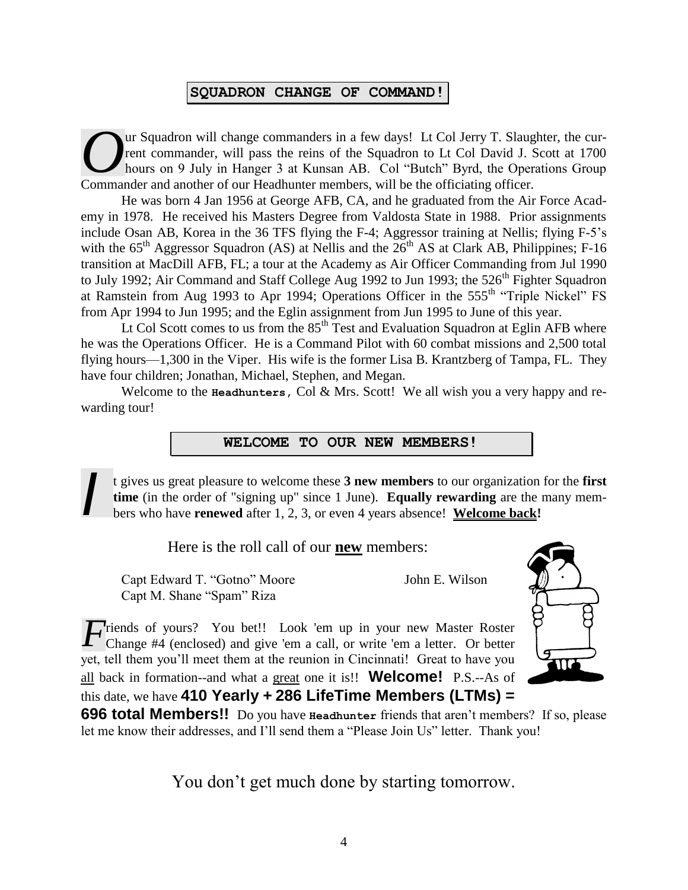## SQUADRON CHANGE OF COMMAND!

Our Squadron will change commanders in a few days! Lt Col Jerry T. Slaughter, the current commander, will pass the reins of the Squadron to Lt Col David J. Scott at 1700 hours on 9 July in Hanger 3 at Kunsan AB. Col "Butch" Byrd, the Operations Group Commander and another of our Headhunter members, will be the officiating officer.

He was born 4 Jan 1956 at George AFB, CA, and he graduated from the Air Force Academy in 1978. He received his Masters Degree from Valdosta State in 1988. Prior assignments include Osan AB, Korea in the 36 TFS flying the F-4; Aggressor training at Nellis; flying F-5's with the 65th Aggressor Squadron (AS) at Nellis and the 26th AS at Clark AB, Philippines; F-16 transition at MacDill AFB, FL; a tour at the Academy as Air Officer Commanding from Jul 1990 to July 1992; Air Command and Staff College Aug 1992 to Jun 1993; the 526th Fighter Squadron at Ramstein from Aug 1993 to Apr 1994; Operations Officer in the 555th "Triple Nickel" FS from Apr 1994 to Jun 1995; and the Eglin assignment from Jun 1995 to June of this year.

Lt Col Scott comes to us from the 85th Test and Evaluation Squadron at Eglin AFB where he was the Operations Officer. He is a Command Pilot with 60 combat missions and 2,500 total flying hours—1,300 in the Viper. His wife is the former Lisa B. Krantzberg of Tampa, FL. They have four children; Jonathan, Michael, Stephen, and Megan.

Welcome to the **Headhunters**, Col & Mrs. Scott! We all wish you a very happy and rewarding tour!

## WELCOME TO OUR NEW MEMBERS!

It gives us great pleasure to welcome these **3 new members** to our organization for the **first time** (in the order of "signing up" since 1 June). **Equally rewarding** are the many members who have **renewed** after 1, 2, 3, or even 4 years absence! **Welcome back!**

Here is the roll call of our **new** members:

Capt Edward T. "Gotno" Moore
Capt M. Shane "Spam" Riza
John E. Wilson

Friends of yours? You bet!! Look 'em up in your new Master Roster Change #4 (enclosed) and give 'em a call, or write 'em a letter. Or better yet, tell them you'll meet them at the reunion in Cincinnati! Great to have you all back in formation--and what a great one it is!! **Welcome!** P.S.--As of this date, we have **410 Yearly + 286 LifeTime Members (LTMs) = 696 total Members!!** Do you have **Headhunter** friends that aren't members? If so, please let me know their addresses, and I'll send them a "Please Join Us" letter. Thank you!

You don't get much done by starting tomorrow.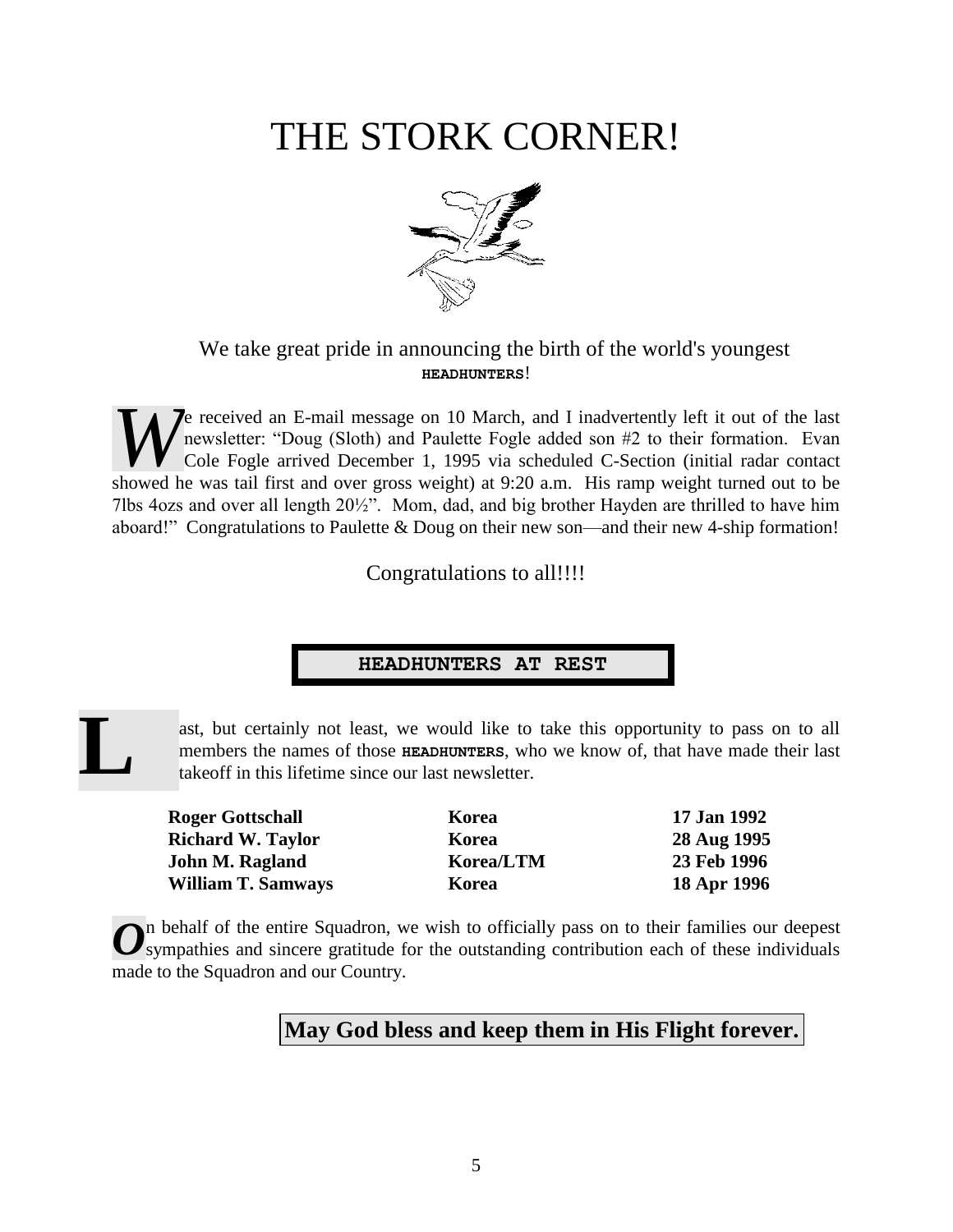# THE STORK CORNER!

We take great pride in announcing the birth of the world's youngest **HEADHUNTERS**!

We received an E-mail message on 10 March, and I inadvertently left it out of the last newsletter: "Doug (Sloth) and Paulette Fogle added son #2 to their formation. Evan Cole Fogle arrived December 1, 1995 via scheduled C-Section (initial radar contact showed he was tail first and over gross weight) at 9:20 a.m. His ramp weight turned out to be 7lbs 4ozs and over all length 20½". Mom, dad, and big brother Hayden are thrilled to have him aboard!" Congratulations to Paulette & Doug on their new son—and their new 4-ship formation!

Congratulations to all!!!!

## HEADHUNTERS AT REST

Last, but certainly not least, we would like to take this opportunity to pass on to all members the names of those **HEADHUNTERS**, who we know of, that have made their last takeoff in this lifetime since our last newsletter.

| | | |
|---|---|---|
| **Roger Gottschall** | **Korea** | **17 Jan 1992** |
| **Richard W. Taylor** | **Korea** | **28 Aug 1995** |
| **John M. Ragland** | **Korea/LTM** | **23 Feb 1996** |
| **William T. Samways** | **Korea** | **18 Apr 1996** |

On behalf of the entire Squadron, we wish to officially pass on to their families our deepest sympathies and sincere gratitude for the outstanding contribution each of these individuals made to the Squadron and our Country.

**May God bless and keep them in His Flight forever.**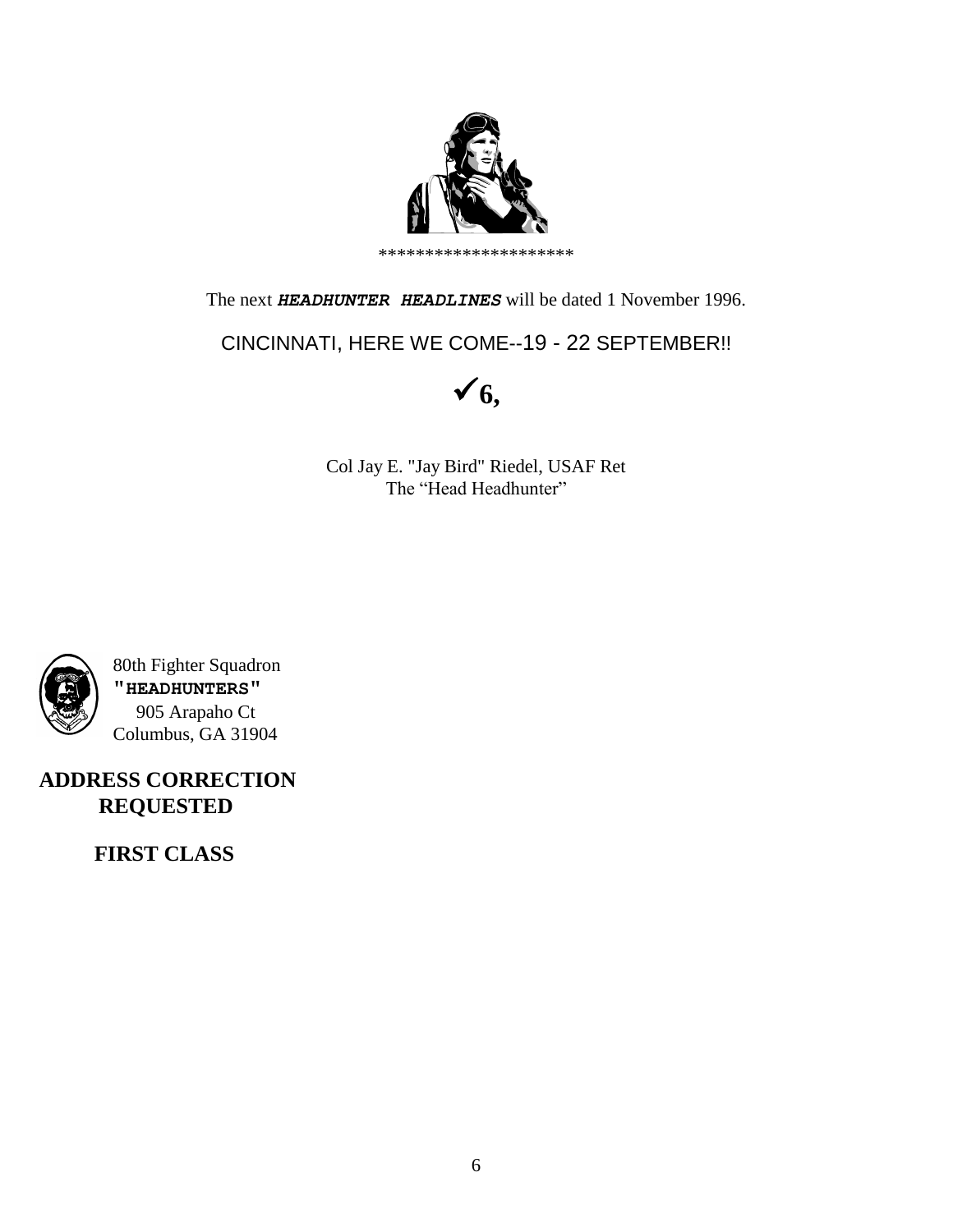********************

The next ***HEADHUNTER HEADLINES*** will be dated 1 November 1996.

CINCINNATI, HERE WE COME--19 - 22 SEPTEMBER!!

✓**6,**

Col Jay E. "Jay Bird" Riedel, USAF Ret
The "Head Headhunter"

80th Fighter Squadron
**"HEADHUNTERS"**
905 Arapaho Ct
Columbus, GA 31904

**ADDRESS CORRECTION REQUESTED**

**FIRST CLASS**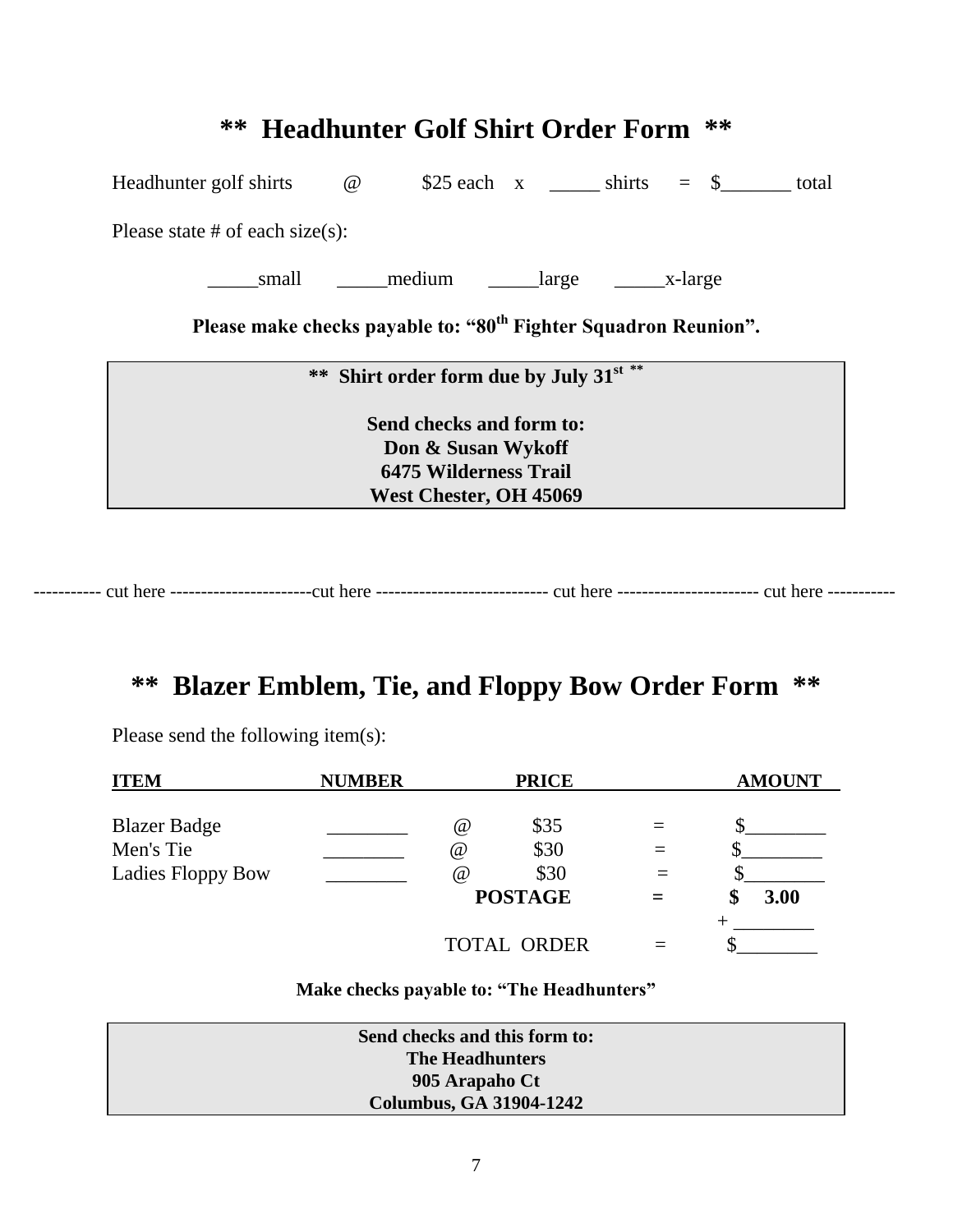## ** Headhunter Golf Shirt Order Form **

Headhunter golf shirts @ $25 each x _____ shirts = $_______ total

Please state # of each size(s):

_____small _____medium _____large _____x-large

**Please make checks payable to: "80th Fighter Squadron Reunion".**

**** Shirt order form due by July 31st ****

**Send checks and form to:**
**Don & Susan Wykoff**
**6475 Wilderness Trail**
**West Chester, OH 45069**

----------- cut here -----------------------cut here ---------------------------- cut here ----------------------- cut here -----------

## ** Blazer Emblem, Tie, and Floppy Bow Order Form **

Please send the following item(s):

| ITEM | NUMBER | | PRICE | | AMOUNT |
|---|---|---|---|---|---|
| Blazer Badge | ________ | @ | $35 | = | $________ |
| Men's Tie | ________ | @ | $30 | = | $________ |
| Ladies Floppy Bow | ________ | @ | $30 | = | $________ |
| | | | **POSTAGE** | **=** | **$ 3.00** |
| | | | | | + ________ |
| | | | TOTAL ORDER | = | $________ |

**Make checks payable to: "The Headhunters"**

**Send checks and this form to:**
**The Headhunters**
**905 Arapaho Ct**
**Columbus, GA 31904-1242**